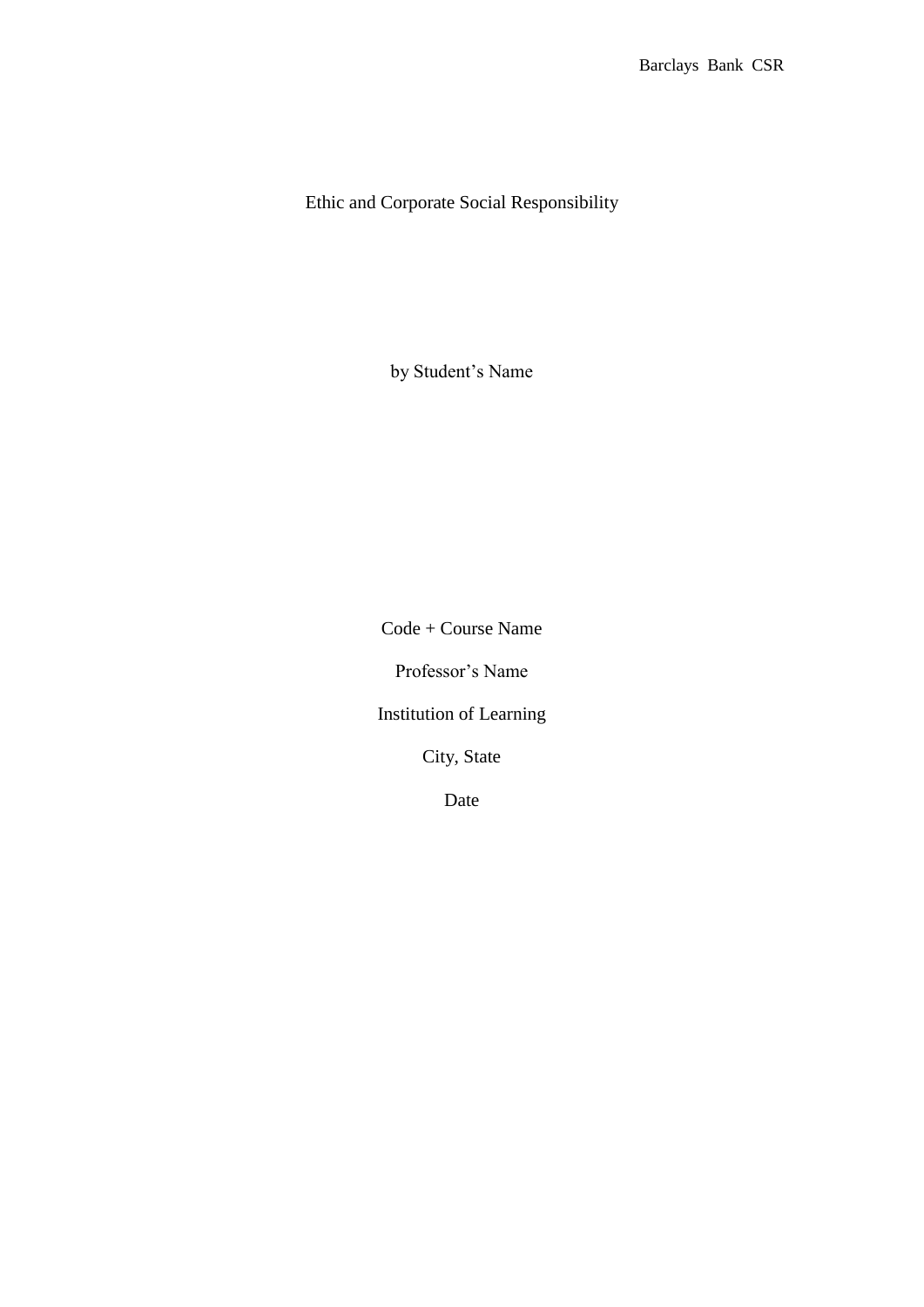# Ethic and Corporate Social Responsibility

by Student's Name

Code + Course Name

Professor's Name

Institution of Learning

City, State

Date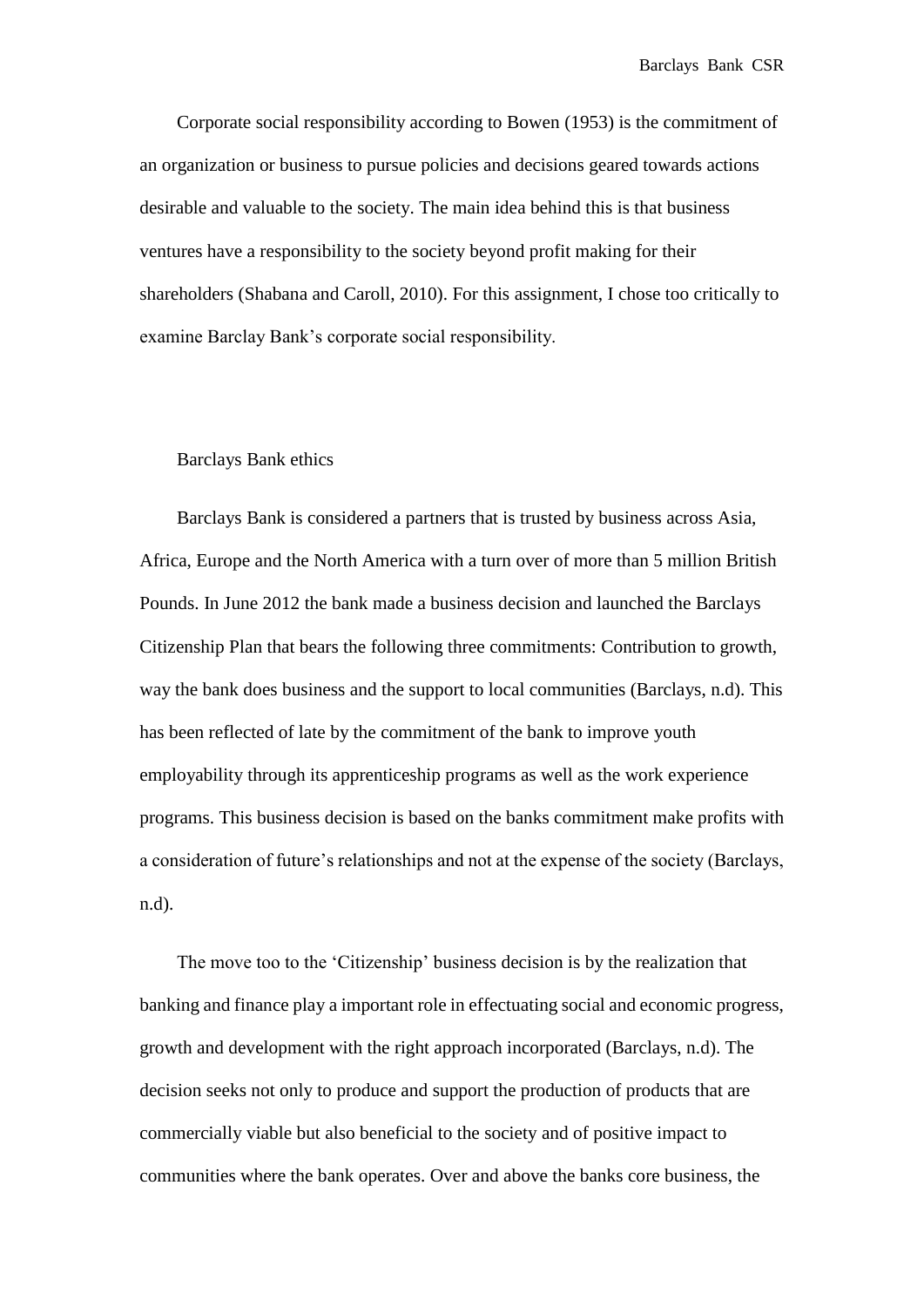Corporate social responsibility according to Bowen (1953) is the commitment of an organization or business to pursue policies and decisions geared towards actions desirable and valuable to the society. The main idea behind this is that business ventures have a responsibility to the society beyond profit making for their shareholders (Shabana and Caroll, 2010). For this assignment, I chose too critically to examine Barclay Bank's corporate social responsibility.

## Barclays Bank ethics

Barclays Bank is considered a partners that is trusted by business across Asia, Africa, Europe and the North America with a turn over of more than 5 million British Pounds. In June 2012 the bank made a business decision and launched the Barclays Citizenship Plan that bears the following three commitments: Contribution to growth, way the bank does business and the support to local communities (Barclays, n.d). This has been reflected of late by the commitment of the bank to improve youth employability through its apprenticeship programs as well as the work experience programs. This business decision is based on the banks commitment make profits with a consideration of future's relationships and not at the expense of the society (Barclays, n.d).

The move too to the 'Citizenship' business decision is by the realization that banking and finance play a important role in effectuating social and economic progress, growth and development with the right approach incorporated (Barclays, n.d). The decision seeks not only to produce and support the production of products that are commercially viable but also beneficial to the society and of positive impact to communities where the bank operates. Over and above the banks core business, the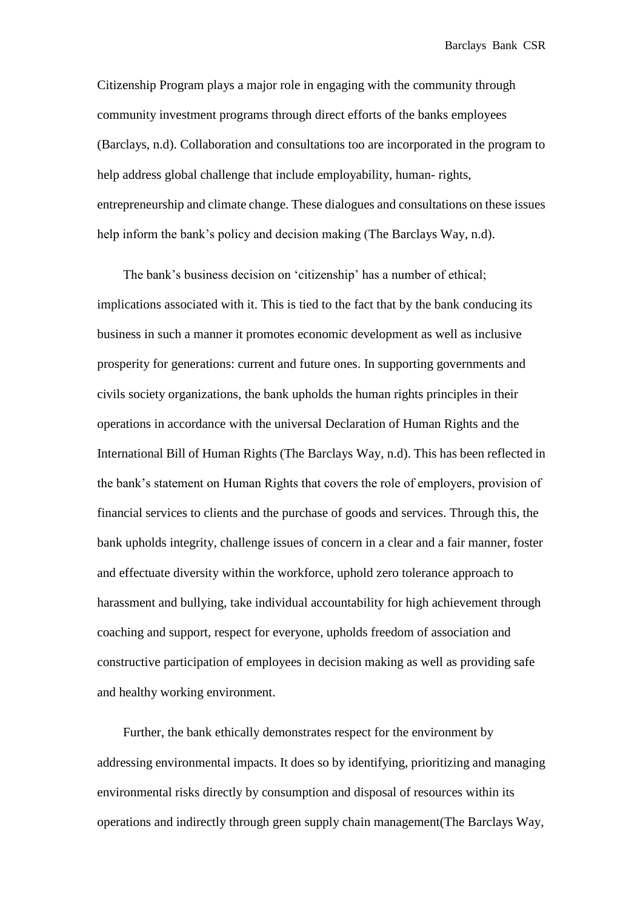Citizenship Program plays a major role in engaging with the community through community investment programs through direct efforts of the banks employees (Barclays, n.d). Collaboration and consultations too are incorporated in the program to help address global challenge that include employability, human- rights, entrepreneurship and climate change. These dialogues and consultations on these issues help inform the bank's policy and decision making (The Barclays Way, n.d).

The bank's business decision on 'citizenship' has a number of ethical; implications associated with it. This is tied to the fact that by the bank conducing its business in such a manner it promotes economic development as well as inclusive prosperity for generations: current and future ones. In supporting governments and civils society organizations, the bank upholds the human rights principles in their operations in accordance with the universal Declaration of Human Rights and the International Bill of Human Rights (The Barclays Way, n.d). This has been reflected in the bank's statement on Human Rights that covers the role of employers, provision of financial services to clients and the purchase of goods and services. Through this, the bank upholds integrity, challenge issues of concern in a clear and a fair manner, foster and effectuate diversity within the workforce, uphold zero tolerance approach to harassment and bullying, take individual accountability for high achievement through coaching and support, respect for everyone, upholds freedom of association and constructive participation of employees in decision making as well as providing safe and healthy working environment.

Further, the bank ethically demonstrates respect for the environment by addressing environmental impacts. It does so by identifying, prioritizing and managing environmental risks directly by consumption and disposal of resources within its operations and indirectly through green supply chain management(The Barclays Way,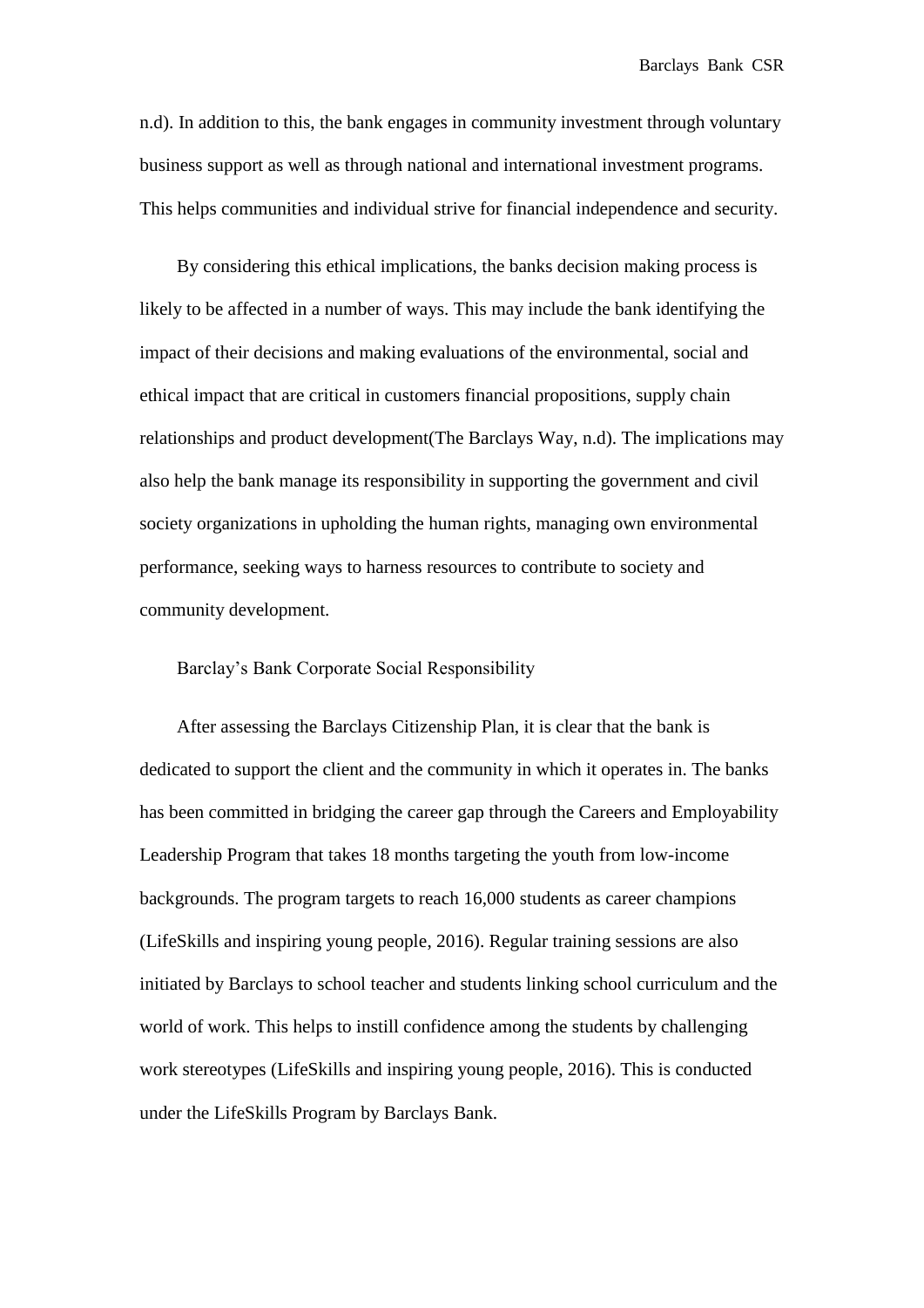n.d). In addition to this, the bank engages in community investment through voluntary business support as well as through national and international investment programs. This helps communities and individual strive for financial independence and security.

By considering this ethical implications, the banks decision making process is likely to be affected in a number of ways. This may include the bank identifying the impact of their decisions and making evaluations of the environmental, social and ethical impact that are critical in customers financial propositions, supply chain relationships and product development(The Barclays Way, n.d). The implications may also help the bank manage its responsibility in supporting the government and civil society organizations in upholding the human rights, managing own environmental performance, seeking ways to harness resources to contribute to society and community development.

## Barclay's Bank Corporate Social Responsibility

After assessing the Barclays Citizenship Plan, it is clear that the bank is dedicated to support the client and the community in which it operates in. The banks has been committed in bridging the career gap through the Careers and Employability Leadership Program that takes 18 months targeting the youth from low-income backgrounds. The program targets to reach 16,000 students as career champions (LifeSkills and inspiring young people, 2016). Regular training sessions are also initiated by Barclays to school teacher and students linking school curriculum and the world of work. This helps to instill confidence among the students by challenging work stereotypes (LifeSkills and inspiring young people, 2016). This is conducted under the LifeSkills Program by Barclays Bank.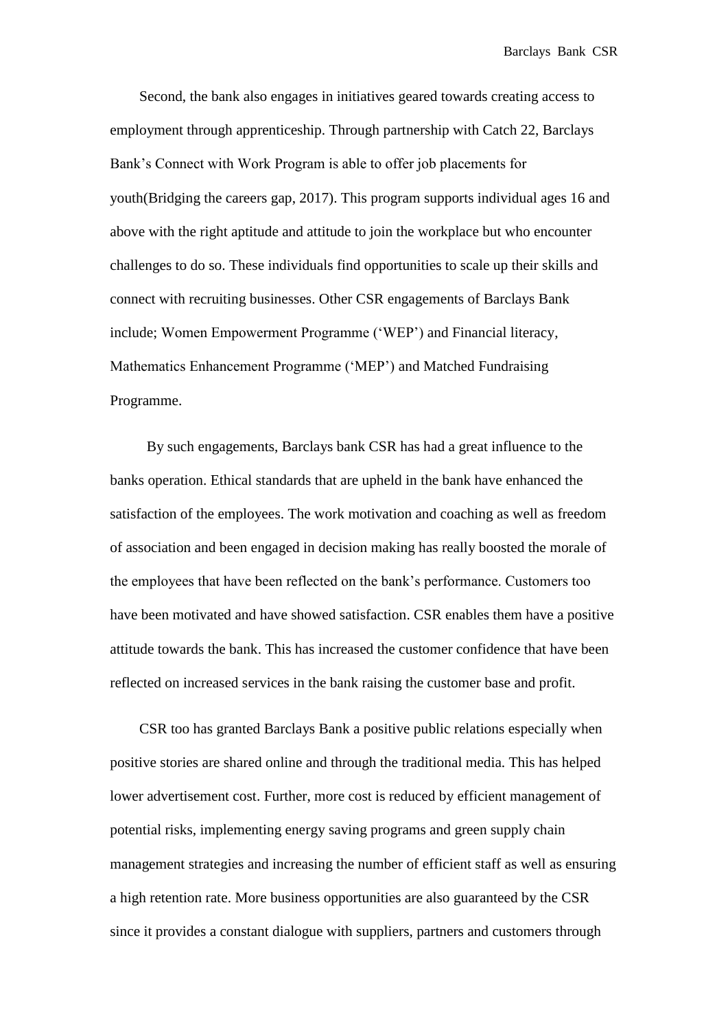Second, the bank also engages in initiatives geared towards creating access to employment through apprenticeship. Through partnership with Catch 22, Barclays Bank's Connect with Work Program is able to offer job placements for youth(Bridging the careers gap, 2017). This program supports individual ages 16 and above with the right aptitude and attitude to join the workplace but who encounter challenges to do so. These individuals find opportunities to scale up their skills and connect with recruiting businesses. Other CSR engagements of Barclays Bank include; Women Empowerment Programme ('WEP') and Financial literacy, Mathematics Enhancement Programme ('MEP') and Matched Fundraising Programme.

By such engagements, Barclays bank CSR has had a great influence to the banks operation. Ethical standards that are upheld in the bank have enhanced the satisfaction of the employees. The work motivation and coaching as well as freedom of association and been engaged in decision making has really boosted the morale of the employees that have been reflected on the bank's performance. Customers too have been motivated and have showed satisfaction. CSR enables them have a positive attitude towards the bank. This has increased the customer confidence that have been reflected on increased services in the bank raising the customer base and profit.

CSR too has granted Barclays Bank a positive public relations especially when positive stories are shared online and through the traditional media. This has helped lower advertisement cost. Further, more cost is reduced by efficient management of potential risks, implementing energy saving programs and green supply chain management strategies and increasing the number of efficient staff as well as ensuring a high retention rate. More business opportunities are also guaranteed by the CSR since it provides a constant dialogue with suppliers, partners and customers through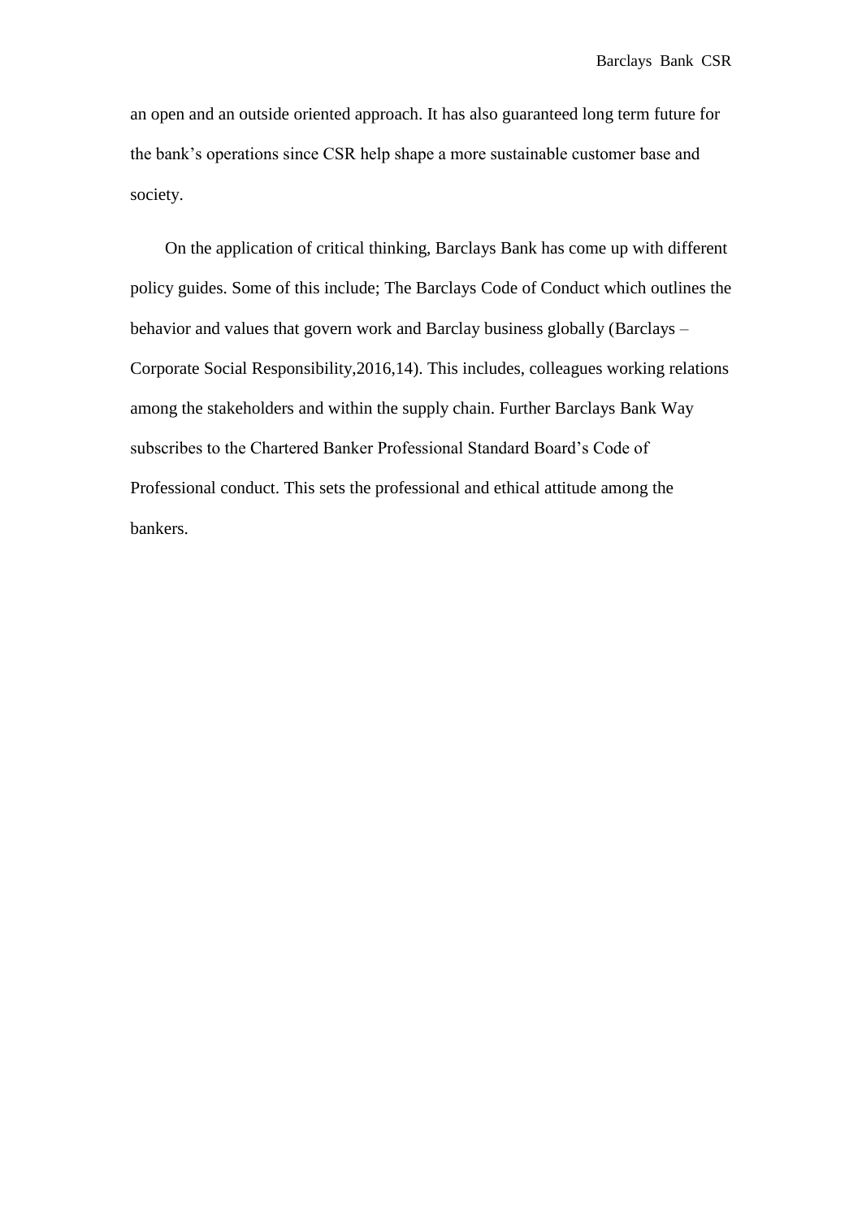an open and an outside oriented approach. It has also guaranteed long term future for the bank's operations since CSR help shape a more sustainable customer base and society.

On the application of critical thinking, Barclays Bank has come up with different policy guides. Some of this include; The Barclays Code of Conduct which outlines the behavior and values that govern work and Barclay business globally (Barclays – Corporate Social Responsibility,2016,14). This includes, colleagues working relations among the stakeholders and within the supply chain. Further Barclays Bank Way subscribes to the Chartered Banker Professional Standard Board's Code of Professional conduct. This sets the professional and ethical attitude among the bankers.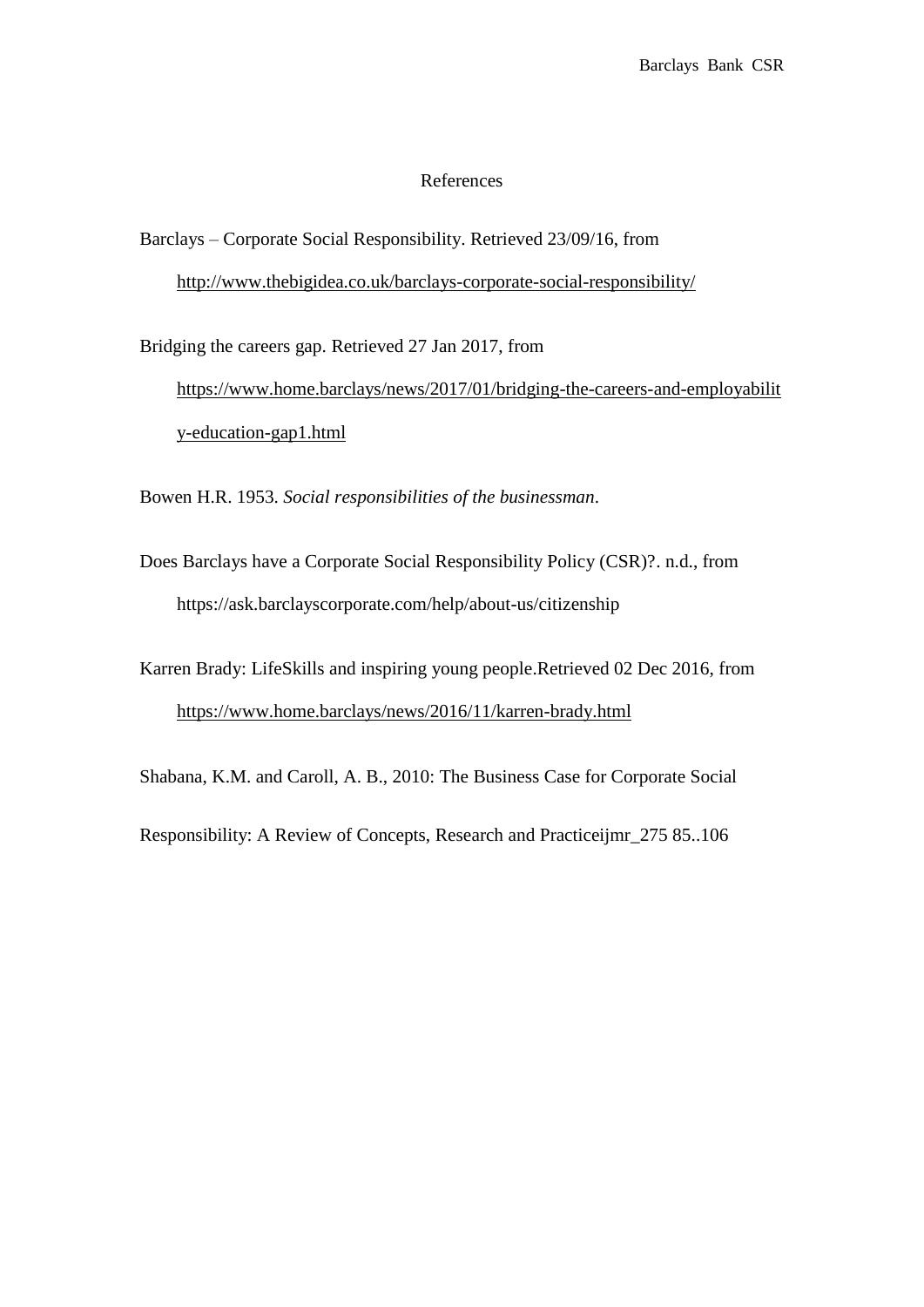# References

Barclays – Corporate Social Responsibility. Retrieved 23/09/16, from http://www.thebigidea.co.uk/barclays-corporate-social-responsibility/

Bridging the careers gap. Retrieved 27 Jan 2017, from https://www.home.barclays/news/2017/01/bridging-the-careers-and-employability-education-gap1.html

Bowen H.R. 1953. *Social responsibilities of the businessman*.

Does Barclays have a Corporate Social Responsibility Policy (CSR)?. n.d., from https://ask.barclayscorporate.com/help/about-us/citizenship

Karren Brady: LifeSkills and inspiring young people.Retrieved 02 Dec 2016, from https://www.home.barclays/news/2016/11/karren-brady.html

Shabana, K.M. and Caroll, A. B., 2010: The Business Case for Corporate Social Responsibility: A Review of Concepts, Research and Practiceijmr_275 85..106